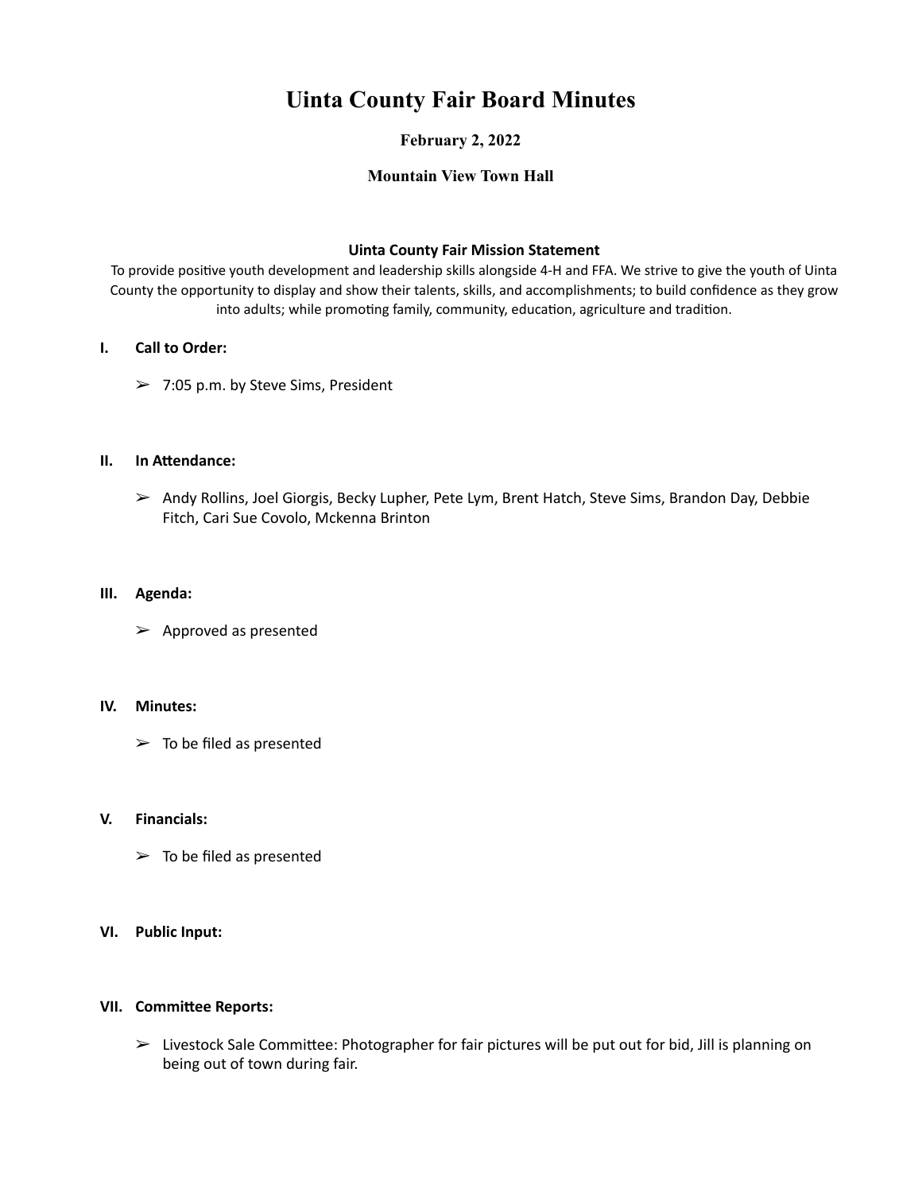# Uinta County Fair Board Minutes

### February 2, 2022

### Mountain View Town Hall

**Uinta County Fair Mission Statement**

To provide positive youth development and leadership skills alongside 4-H and FFA. We strive to give the youth of Uinta County the opportunity to display and show their talents, skills, and accomplishments; to build confidence as they grow into adults; while promoting family, community, education, agriculture and tradition.

**I. Call to Order:**

- ➢ 7:05 p.m. by Steve Sims, President

**II. In Attendance:**

- ➢ Andy Rollins, Joel Giorgis, Becky Lupher, Pete Lym, Brent Hatch, Steve Sims, Brandon Day, Debbie Fitch, Cari Sue Covolo, Mckenna Brinton

**III. Agenda:**

- ➢ Approved as presented

**IV. Minutes:**

- ➢ To be filed as presented

**V. Financials:**

- ➢ To be filed as presented

**VI. Public Input:**

**VII. Committee Reports:**

- ➢ Livestock Sale Committee: Photographer for fair pictures will be put out for bid, Jill is planning on being out of town during fair.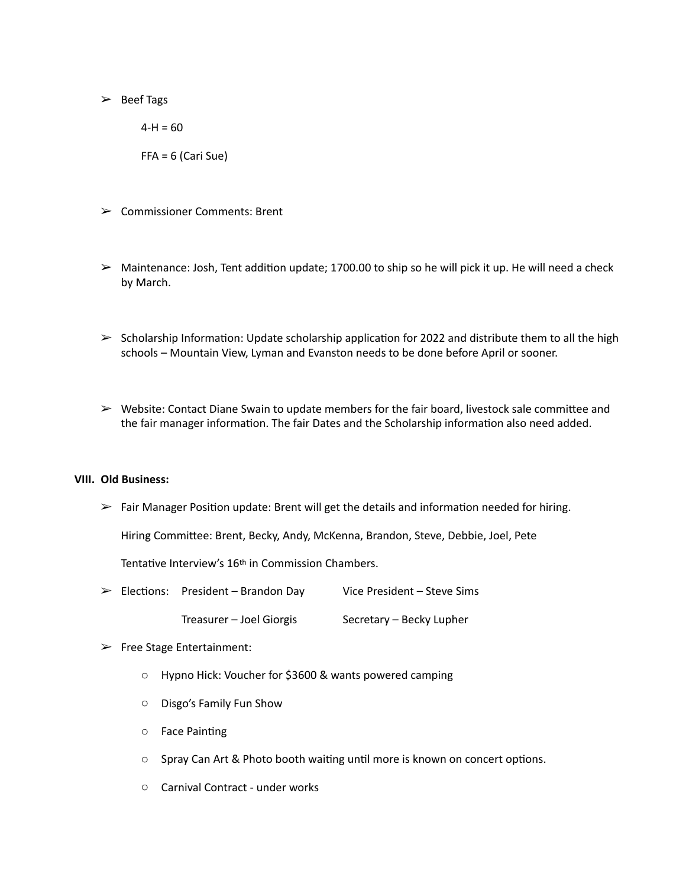- Beef Tags

  4-H = 60

  FFA = 6 (Cari Sue)

- Commissioner Comments: Brent

- Maintenance: Josh, Tent addition update; 1700.00 to ship so he will pick it up. He will need a check by March.

- Scholarship Information: Update scholarship application for 2022 and distribute them to all the high schools – Mountain View, Lyman and Evanston needs to be done before April or sooner.

- Website: Contact Diane Swain to update members for the fair board, livestock sale committee and the fair manager information. The fair Dates and the Scholarship information also need added.

## VIII. Old Business:

- Fair Manager Position update: Brent will get the details and information needed for hiring.

  Hiring Committee: Brent, Becky, Andy, McKenna, Brandon, Steve, Debbie, Joel, Pete

  Tentative Interview's 16th in Commission Chambers.

- Elections: President – Brandon Day Vice President – Steve Sims

  Treasurer – Joel Giorgis Secretary – Becky Lupher

- Free Stage Entertainment:
  - Hypno Hick: Voucher for $3600 & wants powered camping
  - Disgo's Family Fun Show
  - Face Painting
  - Spray Can Art & Photo booth waiting until more is known on concert options.
  - Carnival Contract - under works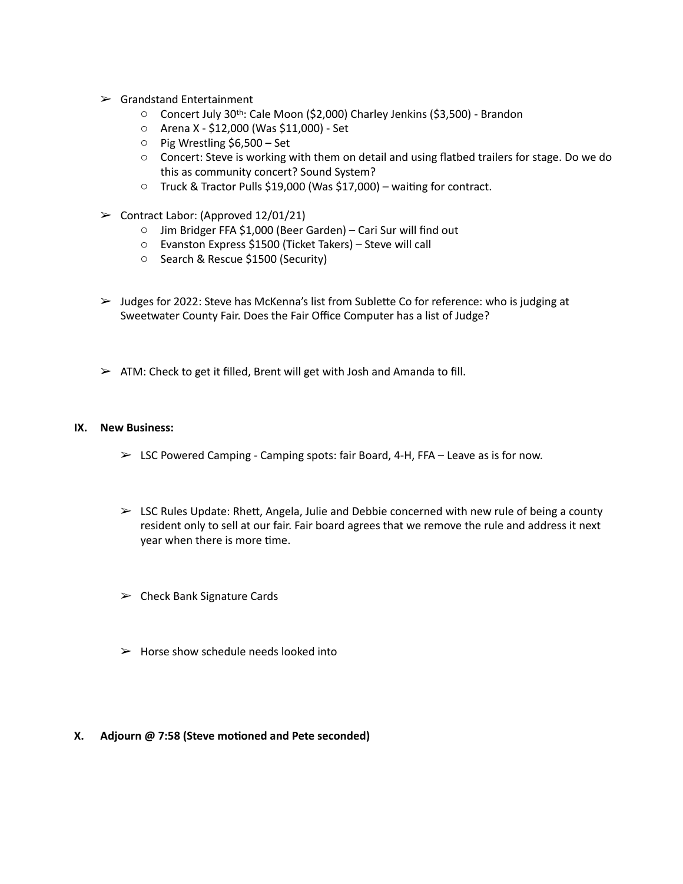- Grandstand Entertainment
  - Concert July 30th: Cale Moon ($2,000) Charley Jenkins ($3,500) - Brandon
  - Arena X - $12,000 (Was $11,000) - Set
  - Pig Wrestling $6,500 – Set
  - Concert: Steve is working with them on detail and using flatbed trailers for stage. Do we do this as community concert? Sound System?
  - Truck & Tractor Pulls $19,000 (Was $17,000) – waiting for contract.

- Contract Labor: (Approved 12/01/21)
  - Jim Bridger FFA $1,000 (Beer Garden) – Cari Sur will find out
  - Evanston Express $1500 (Ticket Takers) – Steve will call
  - Search & Rescue $1500 (Security)

- Judges for 2022: Steve has McKenna's list from Sublette Co for reference: who is judging at Sweetwater County Fair. Does the Fair Office Computer has a list of Judge?

- ATM: Check to get it filled, Brent will get with Josh and Amanda to fill.

**IX. New Business:**

- LSC Powered Camping - Camping spots: fair Board, 4-H, FFA – Leave as is for now.

- LSC Rules Update: Rhett, Angela, Julie and Debbie concerned with new rule of being a county resident only to sell at our fair. Fair board agrees that we remove the rule and address it next year when there is more time.

- Check Bank Signature Cards

- Horse show schedule needs looked into

**X. Adjourn @ 7:58 (Steve motioned and Pete seconded)**